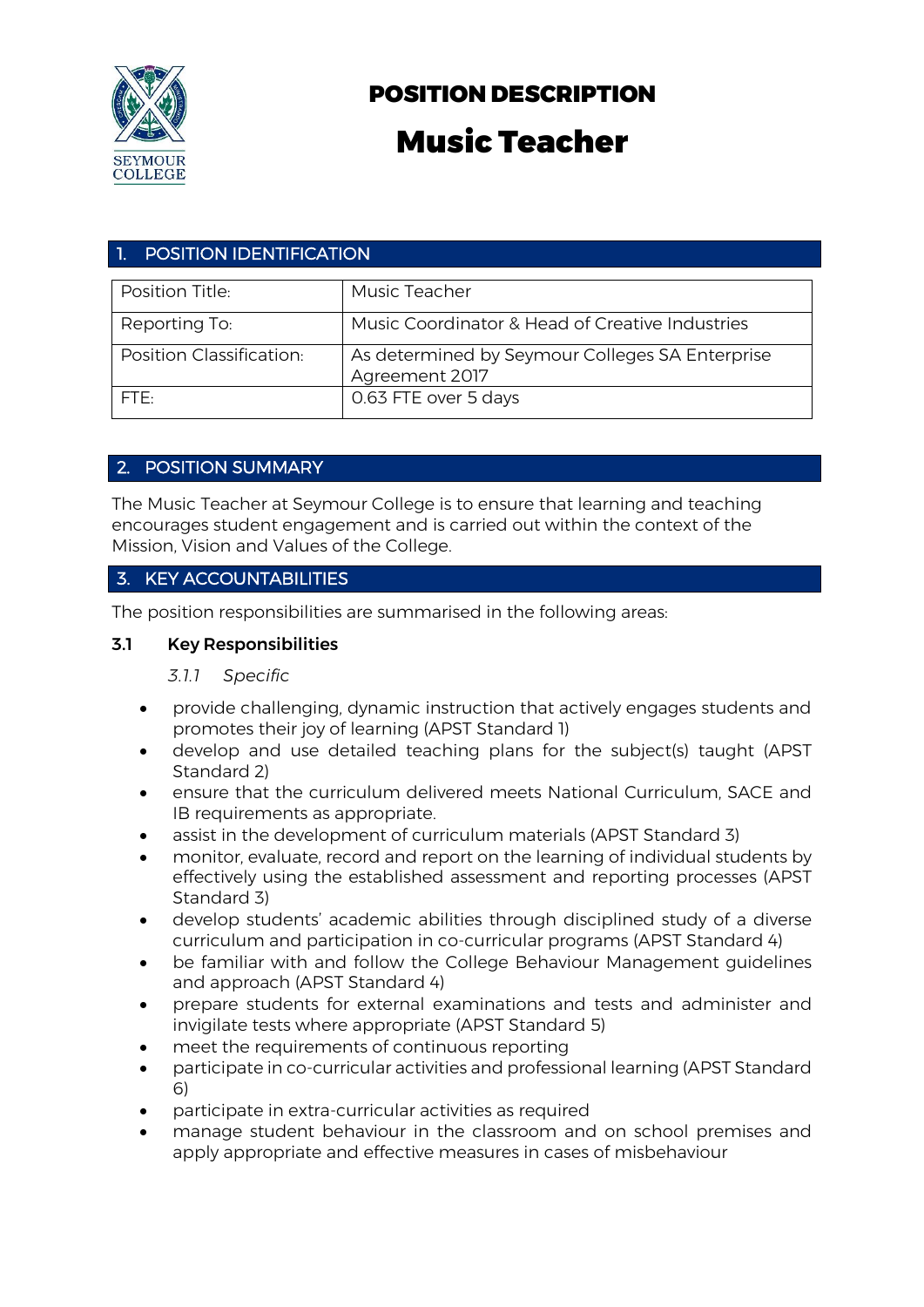SEYMOUR COLLEGE

# POSITION DESCRIPTION

# Music Teacher

## 1. POSITION IDENTIFICATION

| Position Title: | Music Teacher |
|---|---|
| Reporting To: | Music Coordinator & Head of Creative Industries |
| Position Classification: | As determined by Seymour Colleges SA Enterprise Agreement 2017 |
| FTE: | 0.63 FTE over 5 days |

## 2. POSITION SUMMARY

The Music Teacher at Seymour College is to ensure that learning and teaching encourages student engagement and is carried out within the context of the Mission, Vision and Values of the College.

## 3. KEY ACCOUNTABILITIES

The position responsibilities are summarised in the following areas:

### 3.1 Key Responsibilities

*3.1.1 Specific*

- provide challenging, dynamic instruction that actively engages students and promotes their joy of learning (APST Standard 1)
- develop and use detailed teaching plans for the subject(s) taught (APST Standard 2)
- ensure that the curriculum delivered meets National Curriculum, SACE and IB requirements as appropriate.
- assist in the development of curriculum materials (APST Standard 3)
- monitor, evaluate, record and report on the learning of individual students by effectively using the established assessment and reporting processes (APST Standard 3)
- develop students' academic abilities through disciplined study of a diverse curriculum and participation in co-curricular programs (APST Standard 4)
- be familiar with and follow the College Behaviour Management guidelines and approach (APST Standard 4)
- prepare students for external examinations and tests and administer and invigilate tests where appropriate (APST Standard 5)
- meet the requirements of continuous reporting
- participate in co-curricular activities and professional learning (APST Standard 6)
- participate in extra-curricular activities as required
- manage student behaviour in the classroom and on school premises and apply appropriate and effective measures in cases of misbehaviour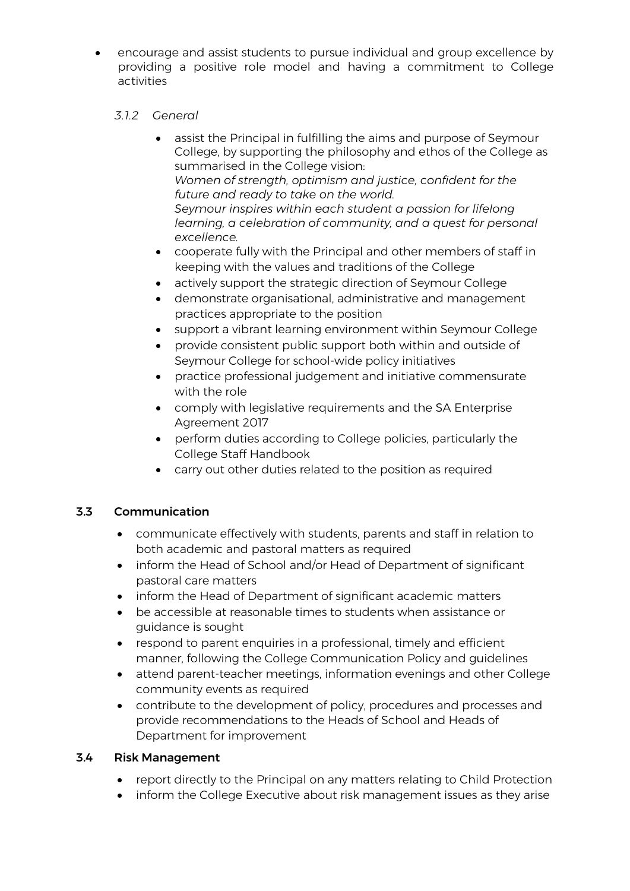- encourage and assist students to pursue individual and group excellence by providing a positive role model and having a commitment to College activities

#### *3.1.2 General*

- assist the Principal in fulfilling the aims and purpose of Seymour College, by supporting the philosophy and ethos of the College as summarised in the College vision:
  *Women of strength, optimism and justice, confident for the future and ready to take on the world.*
  *Seymour inspires within each student a passion for lifelong learning, a celebration of community, and a quest for personal excellence.*
- cooperate fully with the Principal and other members of staff in keeping with the values and traditions of the College
- actively support the strategic direction of Seymour College
- demonstrate organisational, administrative and management practices appropriate to the position
- support a vibrant learning environment within Seymour College
- provide consistent public support both within and outside of Seymour College for school-wide policy initiatives
- practice professional judgement and initiative commensurate with the role
- comply with legislative requirements and the SA Enterprise Agreement 2017
- perform duties according to College policies, particularly the College Staff Handbook
- carry out other duties related to the position as required

### 3.3 Communication

- communicate effectively with students, parents and staff in relation to both academic and pastoral matters as required
- inform the Head of School and/or Head of Department of significant pastoral care matters
- inform the Head of Department of significant academic matters
- be accessible at reasonable times to students when assistance or guidance is sought
- respond to parent enquiries in a professional, timely and efficient manner, following the College Communication Policy and guidelines
- attend parent-teacher meetings, information evenings and other College community events as required
- contribute to the development of policy, procedures and processes and provide recommendations to the Heads of School and Heads of Department for improvement

### 3.4 Risk Management

- report directly to the Principal on any matters relating to Child Protection
- inform the College Executive about risk management issues as they arise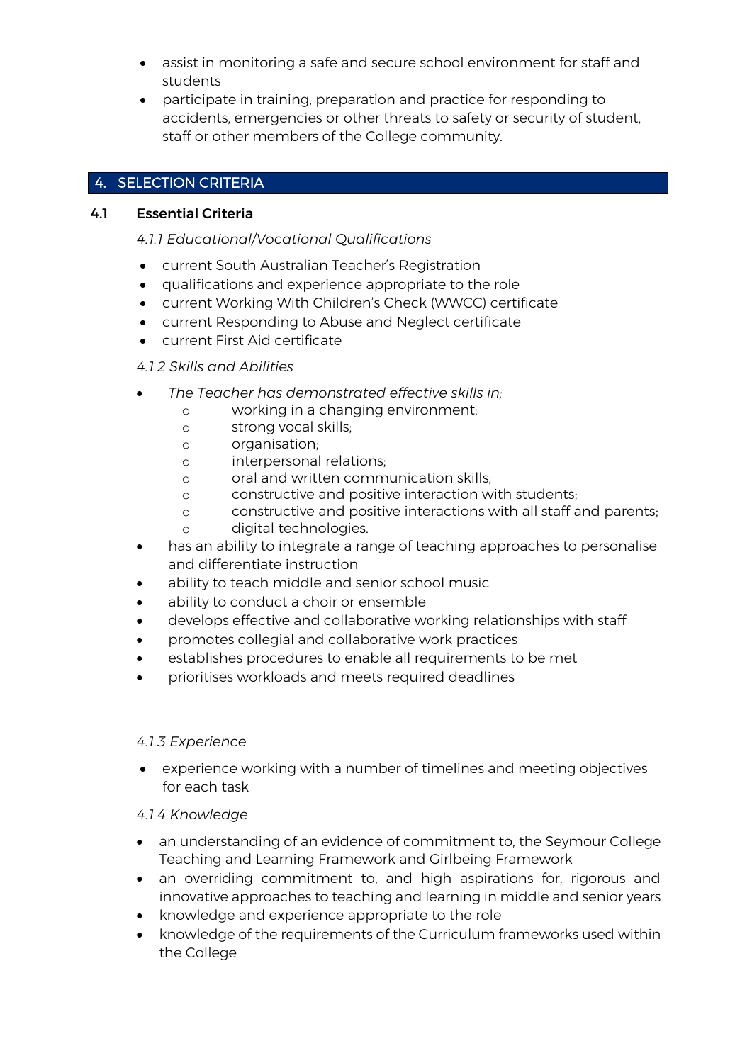- assist in monitoring a safe and secure school environment for staff and students
- participate in training, preparation and practice for responding to accidents, emergencies or other threats to safety or security of student, staff or other members of the College community.

## 4. SELECTION CRITERIA

### 4.1 Essential Criteria

*4.1.1 Educational/Vocational Qualifications*

- current South Australian Teacher's Registration
- qualifications and experience appropriate to the role
- current Working With Children's Check (WWCC) certificate
- current Responding to Abuse and Neglect certificate
- current First Aid certificate

*4.1.2 Skills and Abilities*

- *The Teacher has demonstrated effective skills in;*
  - working in a changing environment;
  - strong vocal skills;
  - organisation;
  - interpersonal relations;
  - oral and written communication skills;
  - constructive and positive interaction with students;
  - constructive and positive interactions with all staff and parents;
  - digital technologies.
- has an ability to integrate a range of teaching approaches to personalise and differentiate instruction
- ability to teach middle and senior school music
- ability to conduct a choir or ensemble
- develops effective and collaborative working relationships with staff
- promotes collegial and collaborative work practices
- establishes procedures to enable all requirements to be met
- prioritises workloads and meets required deadlines

*4.1.3 Experience*

- experience working with a number of timelines and meeting objectives for each task

*4.1.4 Knowledge*

- an understanding of an evidence of commitment to, the Seymour College Teaching and Learning Framework and Girlbeing Framework
- an overriding commitment to, and high aspirations for, rigorous and innovative approaches to teaching and learning in middle and senior years
- knowledge and experience appropriate to the role
- knowledge of the requirements of the Curriculum frameworks used within the College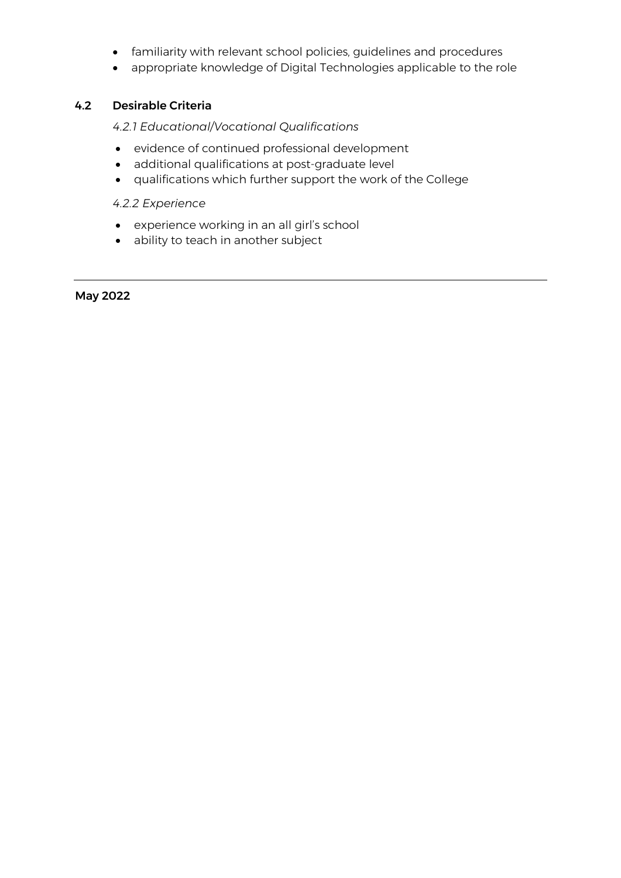- familiarity with relevant school policies, guidelines and procedures
- appropriate knowledge of Digital Technologies applicable to the role

### 4.2 Desirable Criteria

*4.2.1 Educational/Vocational Qualifications*

- evidence of continued professional development
- additional qualifications at post-graduate level
- qualifications which further support the work of the College

*4.2.2 Experience*

- experience working in an all girl's school
- ability to teach in another subject

---

**May 2022**